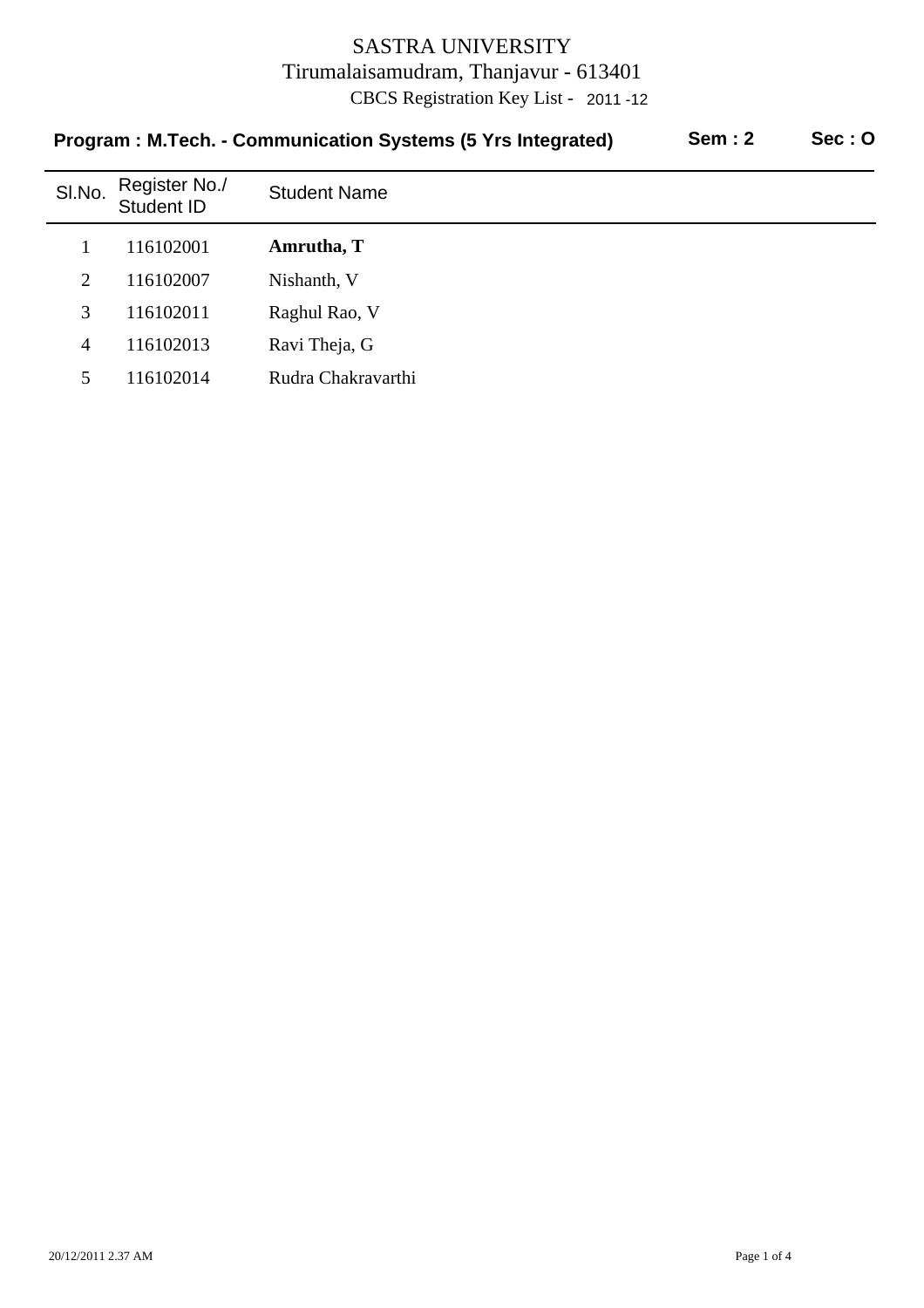# SASTRA UNIVERSITY

Tirumalaisamudram, Thanjavur - 613401

CBCS Registration Key List - 2011 -12

**Program : M.Tech. - Communication Systems (5 Yrs Integrated)** **Sem : 2** **Sec : O**

| Sl.No. | Register No./ Student ID | Student Name |
|---|---|---|
| 1 | 116102001 | **Amrutha, T** |
| 2 | 116102007 | Nishanth, V |
| 3 | 116102011 | Raghul Rao, V |
| 4 | 116102013 | Ravi Theja, G |
| 5 | 116102014 | Rudra Chakravarthi |

20/12/2011 2.37 AM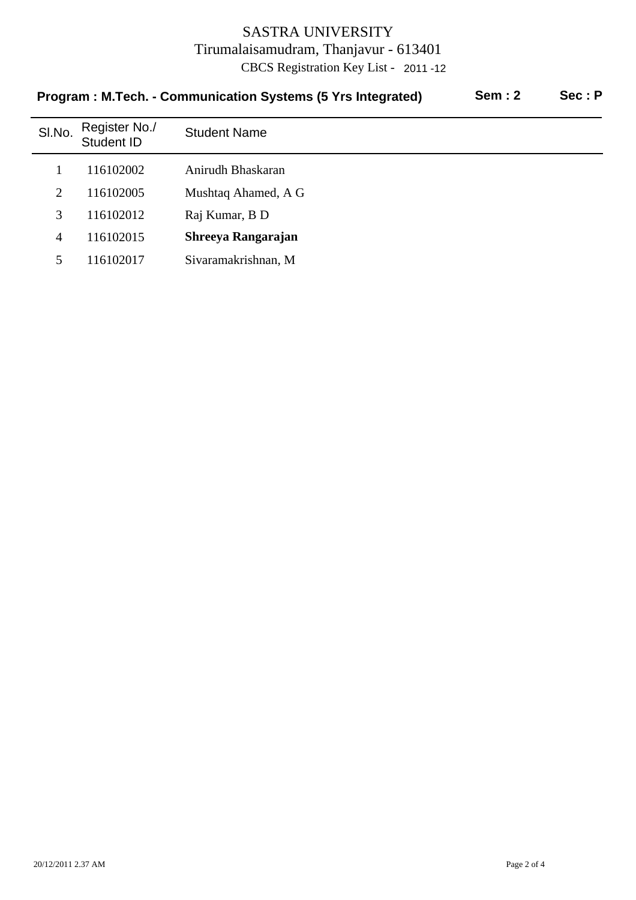# SASTRA UNIVERSITY

Tirumalaisamudram, Thanjavur - 613401

CBCS Registration Key List - 2011 -12

**Program : M.Tech. - Communication Systems (5 Yrs Integrated)** **Sem : 2** **Sec : P**

| Sl.No. | Register No./ Student ID | Student Name |
|---|---|---|
| 1 | 116102002 | Anirudh Bhaskaran |
| 2 | 116102005 | Mushtaq Ahamed, A G |
| 3 | 116102012 | Raj Kumar, B D |
| 4 | 116102015 | **Shreeya Rangarajan** |
| 5 | 116102017 | Sivaramakrishnan, M |

20/12/2011 2.37 AM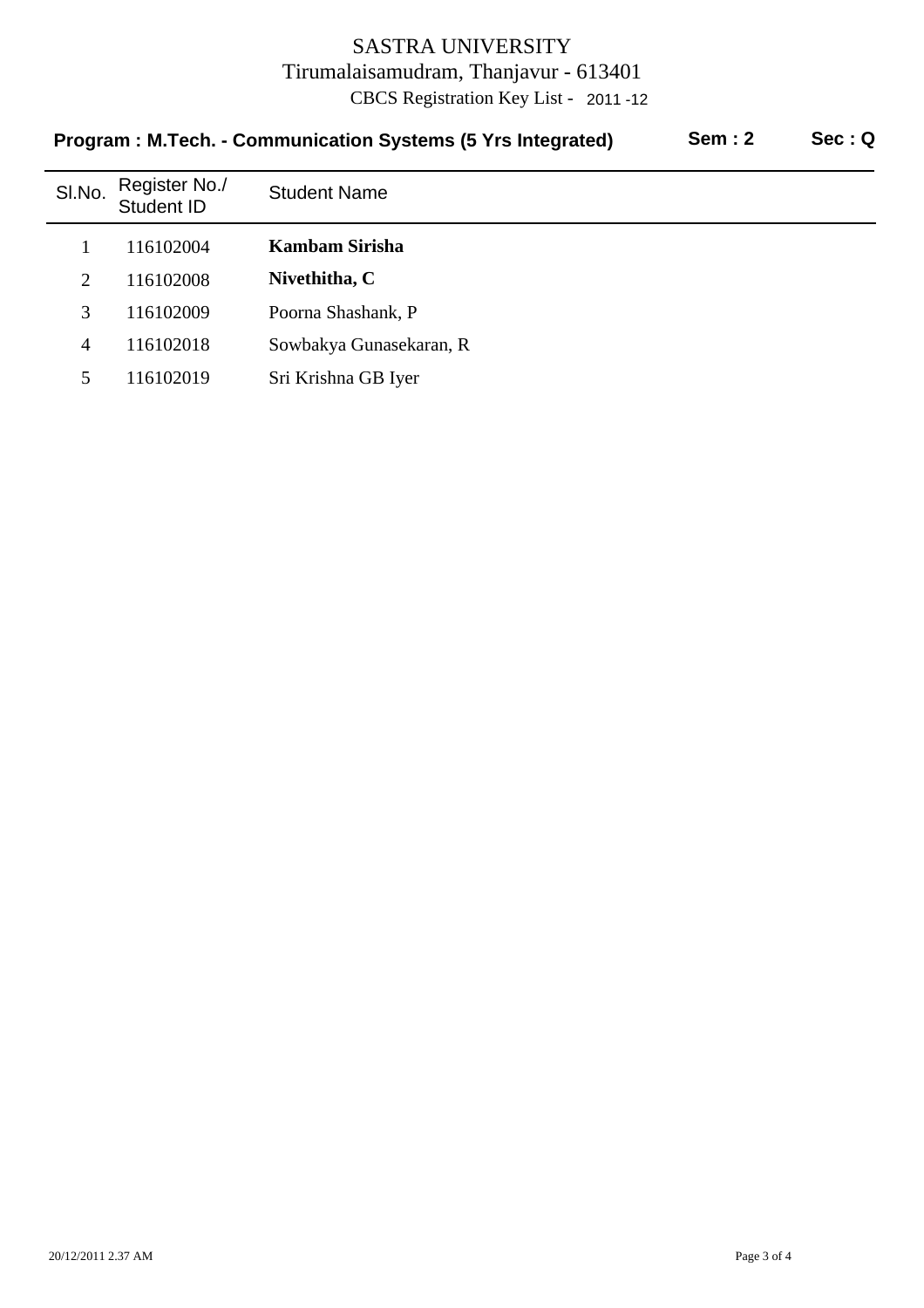# SASTRA UNIVERSITY

Tirumalaisamudram, Thanjavur - 613401

CBCS Registration Key List - 2011 -12

**Program : M.Tech. - Communication Systems (5 Yrs Integrated)** **Sem : 2** **Sec : Q**

| Sl.No. | Register No./ Student ID | Student Name |
|---|---|---|
| 1 | 116102004 | **Kambam Sirisha** |
| 2 | 116102008 | **Nivethitha, C** |
| 3 | 116102009 | Poorna Shashank, P |
| 4 | 116102018 | Sowbakya Gunasekaran, R |
| 5 | 116102019 | Sri Krishna GB Iyer |

20/12/2011 2.37 AM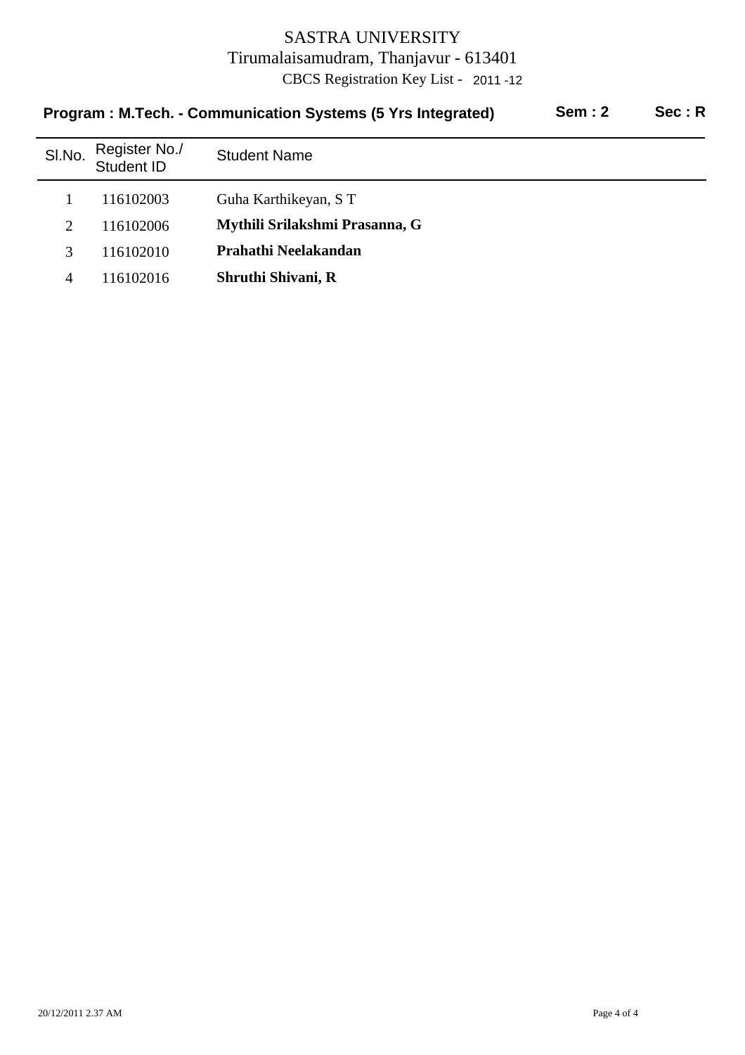# SASTRA UNIVERSITY

Tirumalaisamudram, Thanjavur - 613401

CBCS Registration Key List - 2011 -12

**Program : M.Tech. - Communication Systems (5 Yrs Integrated)** **Sem : 2** **Sec : R**

| Sl.No. | Register No./ Student ID | Student Name |
|---|---|---|
| 1 | 116102003 | Guha Karthikeyan, S T |
| 2 | 116102006 | **Mythili Srilakshmi Prasanna, G** |
| 3 | 116102010 | **Prahathi Neelakandan** |
| 4 | 116102016 | **Shruthi Shivani, R** |

20/12/2011 2.37 AM